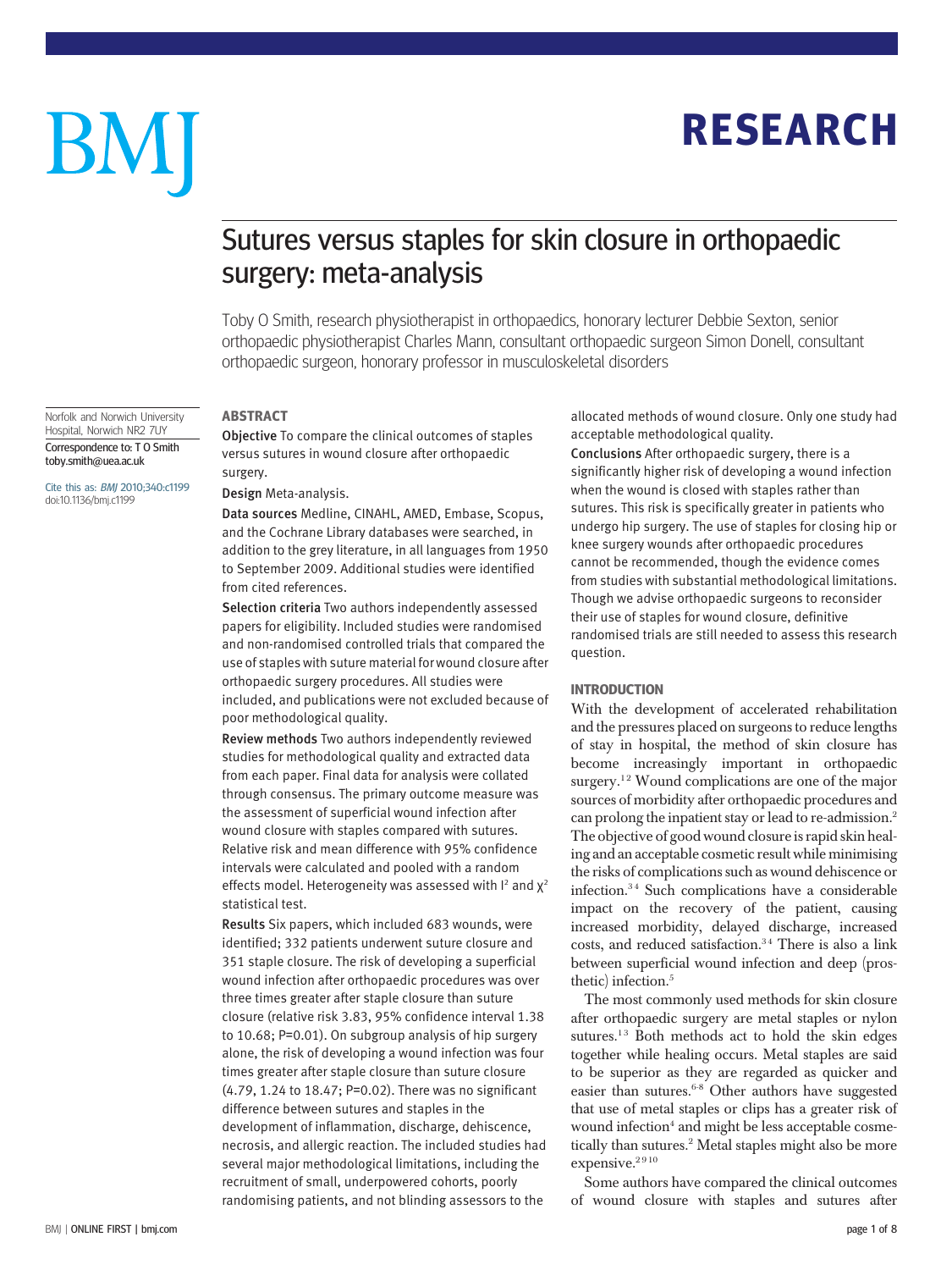# Sutures versus staples for skin closure in orthopaedic surgery: meta-analysis

Toby O Smith, research physiotherapist in orthopaedics, honorary lecturer Debbie Sexton, senior orthopaedic physiotherapist Charles Mann, consultant orthopaedic surgeon Simon Donell, consultant orthopaedic surgeon, honorary professor in musculoskeletal disorders

Norfolk and Norwich University Hospital, Norwich NR2 7UY

Correspondence to: T O Smith toby.smith@uea.ac.uk

Cite this as: *BMJ* 2010;340:c1199 doi:10.1136/bmj.c1199

## ABSTRACT

**Objective** To compare the clinical outcomes of staples versus sutures in wound closure after orthopaedic surgery.

**Design** Meta-analysis.

**Data sources** Medline, CINAHL, AMED, Embase, Scopus, and the Cochrane Library databases were searched, in addition to the grey literature, in all languages from 1950 to September 2009. Additional studies were identified from cited references.

**Selection criteria** Two authors independently assessed papers for eligibility. Included studies were randomised and non-randomised controlled trials that compared the use of staples with suture material for wound closure after orthopaedic surgery procedures. All studies were included, and publications were not excluded because of poor methodological quality.

**Review methods** Two authors independently reviewed studies for methodological quality and extracted data from each paper. Final data for analysis were collated through consensus. The primary outcome measure was the assessment of superficial wound infection after wound closure with staples compared with sutures. Relative risk and mean difference with 95% confidence intervals were calculated and pooled with a random effects model. Heterogeneity was assessed with $I^2$ and $\chi^2$ statistical test.

**Results** Six papers, which included 683 wounds, were identified; 332 patients underwent suture closure and 351 staple closure. The risk of developing a superficial wound infection after orthopaedic procedures was over three times greater after staple closure than suture closure (relative risk 3.83, 95% confidence interval 1.38 to 10.68; P=0.01). On subgroup analysis of hip surgery alone, the risk of developing a wound infection was four times greater after staple closure than suture closure (4.79, 1.24 to 18.47; P=0.02). There was no significant difference between sutures and staples in the development of inflammation, discharge, dehiscence, necrosis, and allergic reaction. The included studies had several major methodological limitations, including the recruitment of small, underpowered cohorts, poorly randomising patients, and not blinding assessors to the allocated methods of wound closure. Only one study had acceptable methodological quality.

**Conclusions** After orthopaedic surgery, there is a significantly higher risk of developing a wound infection when the wound is closed with staples rather than sutures. This risk is specifically greater in patients who undergo hip surgery. The use of staples for closing hip or knee surgery wounds after orthopaedic procedures cannot be recommended, though the evidence comes from studies with substantial methodological limitations. Though we advise orthopaedic surgeons to reconsider their use of staples for wound closure, definitive randomised trials are still needed to assess this research question.

## INTRODUCTION

With the development of accelerated rehabilitation and the pressures placed on surgeons to reduce lengths of stay in hospital, the method of skin closure has become increasingly important in orthopaedic surgery.[1,2] Wound complications are one of the major sources of morbidity after orthopaedic procedures and can prolong the inpatient stay or lead to re-admission.[2] The objective of good wound closure is rapid skin healing and an acceptable cosmetic result while minimising the risks of complications such as wound dehiscence or infection.[3,4] Such complications have a considerable impact on the recovery of the patient, causing increased morbidity, delayed discharge, increased costs, and reduced satisfaction.[3,4] There is also a link between superficial wound infection and deep (prosthetic) infection.[5]

The most commonly used methods for skin closure after orthopaedic surgery are metal staples or nylon sutures.[1,3] Both methods act to hold the skin edges together while healing occurs. Metal staples are said to be superior as they are regarded as quicker and easier than sutures.[6-8] Other authors have suggested that use of metal staples or clips has a greater risk of wound infection[4] and might be less acceptable cosmetically than sutures.[2] Metal staples might also be more expensive.[2,9,10]

Some authors have compared the clinical outcomes of wound closure with staples and sutures after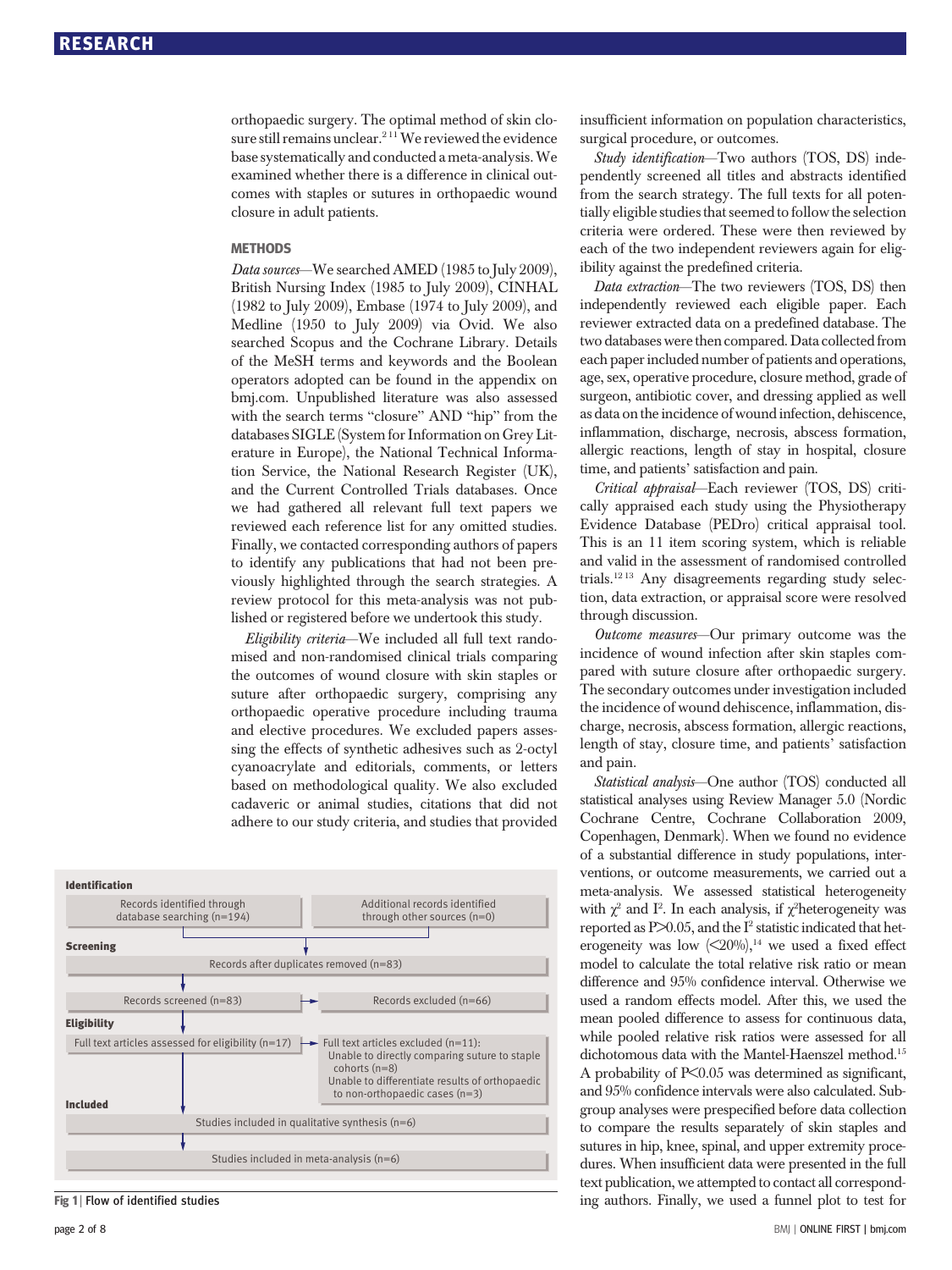orthopaedic surgery. The optimal method of skin closure still remains unclear.[2,11] We reviewed the evidence base systematically and conducted a meta-analysis. We examined whether there is a difference in clinical outcomes with staples or sutures in orthopaedic wound closure in adult patients.

## METHODS

*Data sources*—We searched AMED (1985 to July 2009), British Nursing Index (1985 to July 2009), CINHAL (1982 to July 2009), Embase (1974 to July 2009), and Medline (1950 to July 2009) via Ovid. We also searched Scopus and the Cochrane Library. Details of the MeSH terms and keywords and the Boolean operators adopted can be found in the appendix on bmj.com. Unpublished literature was also assessed with the search terms "closure" AND "hip" from the databases SIGLE (System for Information on Grey Literature in Europe), the National Technical Information Service, the National Research Register (UK), and the Current Controlled Trials databases. Once we had gathered all relevant full text papers we reviewed each reference list for any omitted studies. Finally, we contacted corresponding authors of papers to identify any publications that had not been previously highlighted through the search strategies. A review protocol for this meta-analysis was not published or registered before we undertook this study.

*Eligibility criteria*—We included all full text randomised and non-randomised clinical trials comparing the outcomes of wound closure with skin staples or suture after orthopaedic surgery, comprising any orthopaedic operative procedure including trauma and elective procedures. We excluded papers assessing the effects of synthetic adhesives such as 2-octyl cyanoacrylate and editorials, comments, or letters based on methodological quality. We also excluded cadaveric or animal studies, citations that did not adhere to our study criteria, and studies that provided insufficient information on population characteristics, surgical procedure, or outcomes.

**Identification**

- Records identified through database searching (n=194)
- Additional records identified through other sources (n=0)

**Screening**

- Records after duplicates removed (n=83)
- Records screened (n=83) → Records excluded (n=66)

**Eligibility**

- Full text articles assessed for eligibility (n=17) → Full text articles excluded (n=11): Unable to directly comparing suture to staple cohorts (n=8); Unable to differentiate results of orthopaedic to non-orthopaedic cases (n=3)

**Included**

- Studies included in qualitative synthesis (n=6)
- Studies included in meta-analysis (n=6)

**Fig 1** | Flow of identified studies

*Study identification*—Two authors (TOS, DS) independently screened all titles and abstracts identified from the search strategy. The full texts for all potentially eligible studies that seemed to follow the selection criteria were ordered. These were then reviewed by each of the two independent reviewers again for eligibility against the predefined criteria.

*Data extraction*—The two reviewers (TOS, DS) then independently reviewed each eligible paper. Each reviewer extracted data on a predefined database. The two databases were then compared. Data collected from each paper included number of patients and operations, age, sex, operative procedure, closure method, grade of surgeon, antibiotic cover, and dressing applied as well as data on the incidence of wound infection, dehiscence, inflammation, discharge, necrosis, abscess formation, allergic reactions, length of stay in hospital, closure time, and patients' satisfaction and pain.

*Critical appraisal*—Each reviewer (TOS, DS) critically appraised each study using the Physiotherapy Evidence Database (PEDro) critical appraisal tool. This is an 11 item scoring system, which is reliable and valid in the assessment of randomised controlled trials.[12,13] Any disagreements regarding study selection, data extraction, or appraisal score were resolved through discussion.

*Outcome measures*—Our primary outcome was the incidence of wound infection after skin staples compared with suture closure after orthopaedic surgery. The secondary outcomes under investigation included the incidence of wound dehiscence, inflammation, discharge, necrosis, abscess formation, allergic reactions, length of stay, closure time, and patients' satisfaction and pain.

*Statistical analysis*—One author (TOS) conducted all statistical analyses using Review Manager 5.0 (Nordic Cochrane Centre, Cochrane Collaboration 2009, Copenhagen, Denmark). When we found no evidence of a substantial difference in study populations, interventions, or outcome measurements, we carried out a meta-analysis. We assessed statistical heterogeneity with $\chi^2$ and $I^2$. In each analysis, if $\chi^2$heterogeneity was reported as $P>0.05$, and the $I^2$ statistic indicated that heterogeneity was low ($<20\%$),[14] we used a fixed effect model to calculate the total relative risk ratio or mean difference and 95% confidence interval. Otherwise we used a random effects model. After this, we used the mean pooled difference to assess for continuous data, while pooled relative risk ratios were assessed for all dichotomous data with the Mantel-Haenszel method.[15] A probability of $P<0.05$ was determined as significant, and 95% confidence intervals were also calculated. Subgroup analyses were prespecified before data collection to compare the results separately of skin staples and sutures in hip, knee, spinal, and upper extremity procedures. When insufficient data were presented in the full text publication, we attempted to contact all corresponding authors. Finally, we used a funnel plot to test for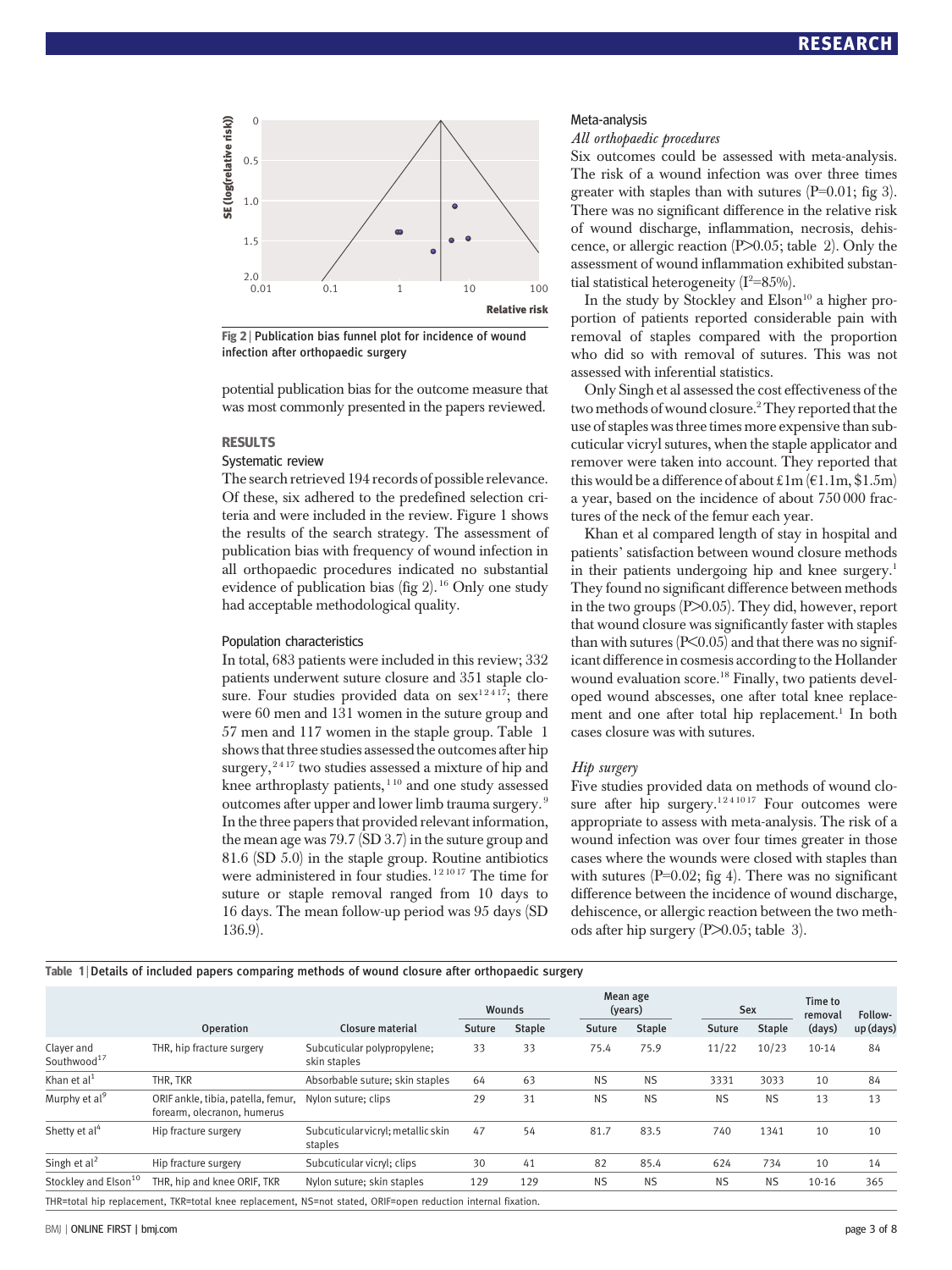Fig 2 | Publication bias funnel plot for incidence of wound infection after orthopaedic surgery

potential publication bias for the outcome measure that was most commonly presented in the papers reviewed.

## RESULTS

### Systematic review

The search retrieved 194 records of possible relevance. Of these, six adhered to the predefined selection criteria and were included in the review. Figure 1 shows the results of the search strategy. The assessment of publication bias with frequency of wound infection in all orthopaedic procedures indicated no substantial evidence of publication bias (fig 2).[16] Only one study had acceptable methodological quality.

### Population characteristics

In total, 683 patients were included in this review; 332 patients underwent suture closure and 351 staple closure. Four studies provided data on sex[1 2 4 17]; there were 60 men and 131 women in the suture group and 57 men and 117 women in the staple group. Table 1 shows that three studies assessed the outcomes after hip surgery,[2 4 17] two studies assessed a mixture of hip and knee arthroplasty patients,[1 10] and one study assessed outcomes after upper and lower limb trauma surgery.[9] In the three papers that provided relevant information, the mean age was 79.7 (SD 3.7) in the suture group and 81.6 (SD 5.0) in the staple group. Routine antibiotics were administered in four studies.[1 2 10 17] The time for suture or staple removal ranged from 10 days to 16 days. The mean follow-up period was 95 days (SD 136.9).

### Meta-analysis

*All orthopaedic procedures*

Six outcomes could be assessed with meta-analysis. The risk of a wound infection was over three times greater with staples than with sutures (P=0.01; fig 3). There was no significant difference in the relative risk of wound discharge, inflammation, necrosis, dehiscence, or allergic reaction (P>0.05; table 2). Only the assessment of wound inflammation exhibited substantial statistical heterogeneity ($I^2$=85%).

In the study by Stockley and Elson[10] a higher proportion of patients reported considerable pain with removal of staples compared with the proportion who did so with removal of sutures. This was not assessed with inferential statistics.

Only Singh et al assessed the cost effectiveness of the two methods of wound closure.[2] They reported that the use of staples was three times more expensive than subcuticular vicryl sutures, when the staple applicator and remover were taken into account. They reported that this would be a difference of about £1m (€1.1m, $1.5m) a year, based on the incidence of about 750 000 fractures of the neck of the femur each year.

Khan et al compared length of stay in hospital and patients' satisfaction between wound closure methods in their patients undergoing hip and knee surgery.[1] They found no significant difference between methods in the two groups (P>0.05). They did, however, report that wound closure was significantly faster with staples than with sutures (P<0.05) and that there was no significant difference in cosmesis according to the Hollander wound evaluation score.[18] Finally, two patients developed wound abscesses, one after total knee replacement and one after total hip replacement.[1] In both cases closure was with sutures.

*Hip surgery*

Five studies provided data on methods of wound closure after hip surgery.[1 2 4 10 17] Four outcomes were appropriate to assess with meta-analysis. The risk of a wound infection was over four times greater in those cases where the wounds were closed with staples than with sutures (P=0.02; fig 4). There was no significant difference between the incidence of wound discharge, dehiscence, or allergic reaction between the two methods after hip surgery (P>0.05; table 3).

**Table 1 | Details of included papers comparing methods of wound closure after orthopaedic surgery**

| | Operation | Closure material | Wounds | | Mean age (years) | | Sex | | Time to removal (days) | Follow-up (days) |
|---|---|---|---|---|---|---|---|---|---|---|
| | | | Suture | Staple | Suture | Staple | Suture | Staple | | |
| Clayer and Southwood[17] | THR, hip fracture surgery | Subcuticular polypropylene; skin staples | 33 | 33 | 75.4 | 75.9 | 11/22 | 10/23 | 10-14 | 84 |
| Khan et al[1] | THR, TKR | Absorbable suture; skin staples | 64 | 63 | NS | NS | 3331 | 3033 | 10 | 84 |
| Murphy et al[9] | ORIF ankle, tibia, patella, femur, forearm, olecranon, humerus | Nylon suture; clips | 29 | 31 | NS | NS | NS | NS | 13 | 13 |
| Shetty et al[4] | Hip fracture surgery | Subcuticular vicryl; metallic skin staples | 47 | 54 | 81.7 | 83.5 | 740 | 1341 | 10 | 10 |
| Singh et al[2] | Hip fracture surgery | Subcuticular vicryl; clips | 30 | 41 | 82 | 85.4 | 624 | 734 | 10 | 14 |
| Stockley and Elson[10] | THR, hip and knee ORIF, TKR | Nylon suture; skin staples | 129 | 129 | NS | NS | NS | NS | 10-16 | 365 |

THR=total hip replacement, TKR=total knee replacement, NS=not stated, ORIF=open reduction internal fixation.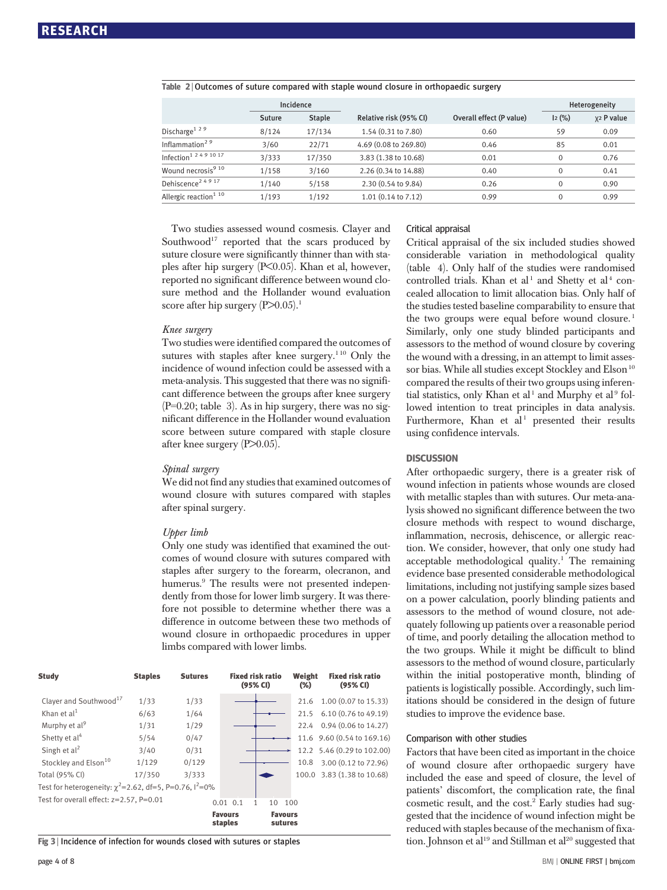**Table 2 | Outcomes of suture compared with staple wound closure in orthopaedic surgery**

| | Incidence | | | | Heterogeneity | |
|---|---|---|---|---|---|---|
| | Suture | Staple | Relative risk (95% CI) | Overall effect (P value) | $I^2$ (%) | $\chi^2$ P value |
| Discharge[1 2 9] | 8/124 | 17/134 | 1.54 (0.31 to 7.80) | 0.60 | 59 | 0.09 |
| Inflammation[2 9] | 3/60 | 22/71 | 4.69 (0.08 to 269.80) | 0.46 | 85 | 0.01 |
| Infection[1 2 4 9 10 17] | 3/333 | 17/350 | 3.83 (1.38 to 10.68) | 0.01 | 0 | 0.76 |
| Wound necrosis[9 10] | 1/158 | 3/160 | 2.26 (0.34 to 14.88) | 0.40 | 0 | 0.41 |
| Dehiscence[2 4 9 17] | 1/140 | 5/158 | 2.30 (0.54 to 9.84) | 0.26 | 0 | 0.90 |
| Allergic reaction[1 10] | 1/193 | 1/192 | 1.01 (0.14 to 7.12) | 0.99 | 0 | 0.99 |

Two studies assessed wound cosmesis. Clayer and Southwood[17] reported that the scars produced by suture closure were significantly thinner than with staples after hip surgery ($P<0.05$). Khan et al, however, reported no significant difference between wound closure method and the Hollander wound evaluation score after hip surgery ($P>0.05$).[1]

*Knee surgery*

Two studies were identified compared the outcomes of sutures with staples after knee surgery.[1 10] Only the incidence of wound infection could be assessed with a meta-analysis. This suggested that there was no significant difference between the groups after knee surgery (P=0.20; table 3). As in hip surgery, there was no significant difference in the Hollander wound evaluation score between suture compared with staple closure after knee surgery ($P>0.05$).

*Spinal surgery*

We did not find any studies that examined outcomes of wound closure with sutures compared with staples after spinal surgery.

*Upper limb*

Only one study was identified that examined the outcomes of wound closure with sutures compared with staples after surgery to the forearm, olecranon, and humerus.[9] The results were not presented independently from those for lower limb surgery. It was therefore not possible to determine whether there was a difference in outcome between these two methods of wound closure in orthopaedic procedures in upper limbs compared with lower limbs.

| Study | Staples | Sutures | Weight (%) | Fixed risk ratio (95% CI) |
|---|---|---|---|---|
| Clayer and Southwood[17] | 1/33 | 1/33 | 21.6 | 1.00 (0.07 to 15.33) |
| Khan et al[1] | 6/63 | 1/64 | 21.5 | 6.10 (0.76 to 49.19) |
| Murphy et al[9] | 1/31 | 1/29 | 22.4 | 0.94 (0.06 to 14.27) |
| Shetty et al[4] | 5/54 | 0/47 | 11.6 | 9.60 (0.54 to 169.16) |
| Singh et al[2] | 3/40 | 0/31 | 12.2 | 5.46 (0.29 to 102.00) |
| Stockley and Elson[10] | 1/129 | 0/129 | 10.8 | 3.00 (0.12 to 72.96) |
| Total (95% CI) | 17/350 | 3/333 | 100.0 | 3.83 (1.38 to 10.68) |

Test for heterogeneity: $\chi^2$=2.62, df=5, P=0.76, $I^2$=0%

Test for overall effect: z=2.57, P=0.01

Favours staples — Favours sutures (axis: 0.01, 0.1, 1, 10, 100)

**Fig 3 | Incidence of infection for wounds closed with sutures or staples**

### Critical appraisal

Critical appraisal of the six included studies showed considerable variation in methodological quality (table 4). Only half of the studies were randomised controlled trials. Khan et al[1] and Shetty et al[4] concealed allocation to limit allocation bias. Only half of the studies tested baseline comparability to ensure that the two groups were equal before wound closure.[1] Similarly, only one study blinded participants and assessors to the method of wound closure by covering the wound with a dressing, in an attempt to limit assessor bias. While all studies except Stockley and Elson[10] compared the results of their two groups using inferential statistics, only Khan et al[1] and Murphy et al[9] followed intention to treat principles in data analysis. Furthermore, Khan et al[1] presented their results using confidence intervals.

## DISCUSSION

After orthopaedic surgery, there is a greater risk of wound infection in patients whose wounds are closed with metallic staples than with sutures. Our meta-analysis showed no significant difference between the two closure methods with respect to wound discharge, inflammation, necrosis, dehiscence, or allergic reaction. We consider, however, that only one study had acceptable methodological quality.[1] The remaining evidence base presented considerable methodological limitations, including not justifying sample sizes based on a power calculation, poorly blinding patients and assessors to the method of wound closure, not adequately following up patients over a reasonable period of time, and poorly detailing the allocation method to the two groups. While it might be difficult to blind assessors to the method of wound closure, particularly within the initial postoperative month, blinding of patients is logistically possible. Accordingly, such limitations should be considered in the design of future studies to improve the evidence base.

### Comparison with other studies

Factors that have been cited as important in the choice of wound closure after orthopaedic surgery have included the ease and speed of closure, the level of patients' discomfort, the complication rate, the final cosmetic result, and the cost.[2] Early studies had suggested that the incidence of wound infection might be reduced with staples because of the mechanism of fixation. Johnson et al[19] and Stillman et al[20] suggested that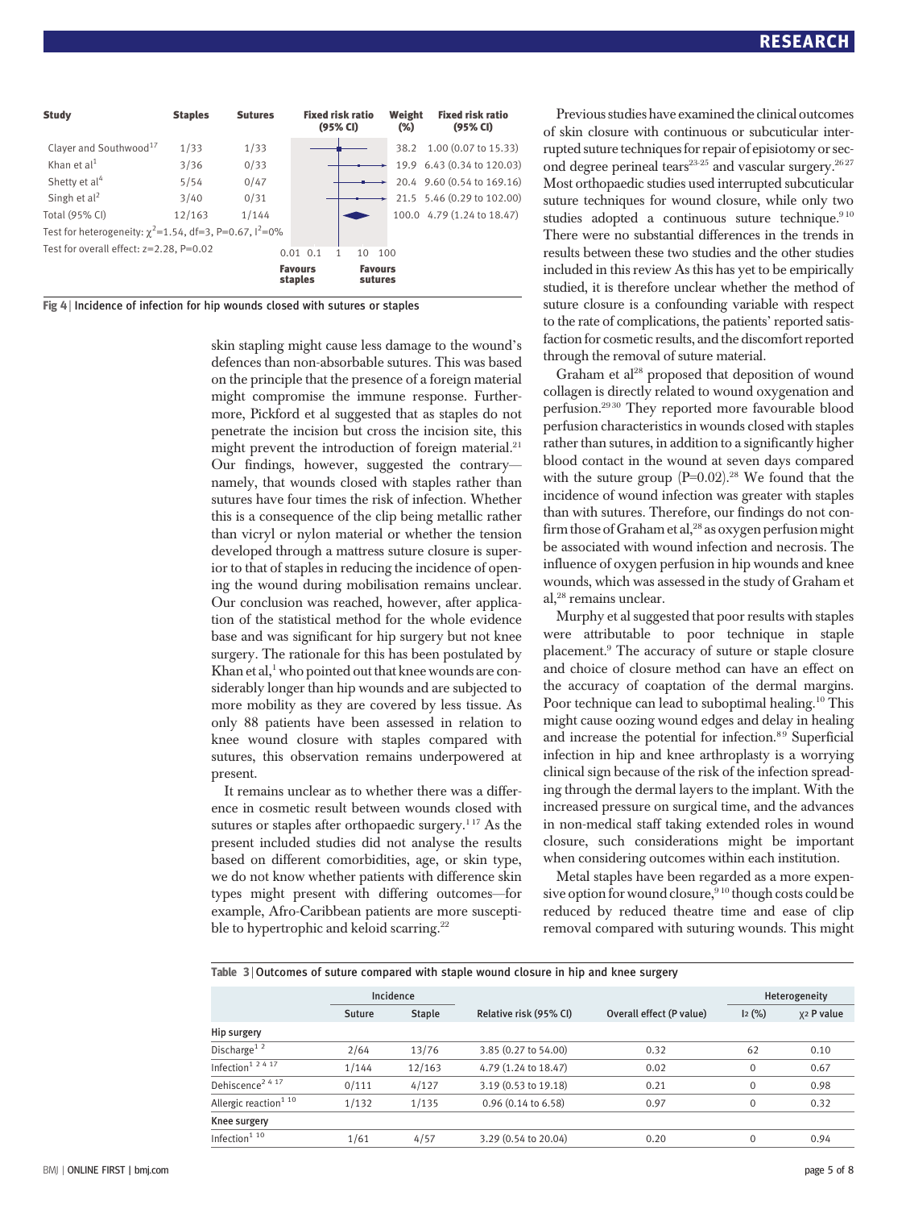| Study | Staples | Sutures | Fixed risk ratio (95% CI) | Weight (%) | Fixed risk ratio (95% CI) |
|---|---|---|---|---|---|
| Clayer and Southwood[17] | 1/33 | 1/33 | | 38.2 | 1.00 (0.07 to 15.33) |
| Khan et al[1] | 3/36 | 0/33 | | 19.9 | 6.43 (0.34 to 120.03) |
| Shetty et al[4] | 5/54 | 0/47 | | 20.4 | 9.60 (0.54 to 169.16) |
| Singh et al[2] | 3/40 | 0/31 | | 21.5 | 5.46 (0.29 to 102.00) |
| Total (95% CI) | 12/163 | 1/144 | | 100.0 | 4.79 (1.24 to 18.47) |

Test for heterogeneity: $\chi^2$=1.54, df=3, P=0.67, $I^2$=0%

Test for overall effect: z=2.28, P=0.02

Axis: 0.01 0.1 1 10 100 — Favours staples / Favours sutures

Fig 4 | Incidence of infection for hip wounds closed with sutures or staples

skin stapling might cause less damage to the wound's defences than non-absorbable sutures. This was based on the principle that the presence of a foreign material might compromise the immune response. Furthermore, Pickford et al suggested that as staples do not penetrate the incision but cross the incision site, this might prevent the introduction of foreign material.[21] Our findings, however, suggested the contrary—namely, that wounds closed with staples rather than sutures have four times the risk of infection. Whether this is a consequence of the clip being metallic rather than vicryl or nylon material or whether the tension developed through a mattress suture closure is superior to that of staples in reducing the incidence of opening the wound during mobilisation remains unclear. Our conclusion was reached, however, after application of the statistical method for the whole evidence base and was significant for hip surgery but not knee surgery. The rationale for this has been postulated by Khan et al,[1] who pointed out that knee wounds are considerably longer than hip wounds and are subjected to more mobility as they are covered by less tissue. As only 88 patients have been assessed in relation to knee wound closure with staples compared with sutures, this observation remains underpowered at present.

It remains unclear as to whether there was a difference in cosmetic result between wounds closed with sutures or staples after orthopaedic surgery.[1 17] As the present included studies did not analyse the results based on different comorbidities, age, or skin type, we do not know whether patients with difference skin types might present with differing outcomes—for example, Afro-Caribbean patients are more susceptible to hypertrophic and keloid scarring.[22]

Previous studies have examined the clinical outcomes of skin closure with continuous or subcuticular interrupted suture techniques for repair of episiotomy or second degree perineal tears[23-25] and vascular surgery.[26 27] Most orthopaedic studies used interrupted subcuticular suture techniques for wound closure, while only two studies adopted a continuous suture technique.[9 10] There were no substantial differences in the trends in results between these two studies and the other studies included in this review As this has yet to be empirically studied, it is therefore unclear whether the method of suture closure is a confounding variable with respect to the rate of complications, the patients' reported satisfaction for cosmetic results, and the discomfort reported through the removal of suture material.

Graham et al[28] proposed that deposition of wound collagen is directly related to wound oxygenation and perfusion.[29 30] They reported more favourable blood perfusion characteristics in wounds closed with staples rather than sutures, in addition to a significantly higher blood contact in the wound at seven days compared with the suture group (P=0.02).[28] We found that the incidence of wound infection was greater with staples than with sutures. Therefore, our findings do not confirm those of Graham et al,[28] as oxygen perfusion might be associated with wound infection and necrosis. The influence of oxygen perfusion in hip wounds and knee wounds, which was assessed in the study of Graham et al,[28] remains unclear.

Murphy et al suggested that poor results with staples were attributable to poor technique in staple placement.[9] The accuracy of suture or staple closure and choice of closure method can have an effect on the accuracy of coaptation of the dermal margins. Poor technique can lead to suboptimal healing.[10] This might cause oozing wound edges and delay in healing and increase the potential for infection.[8 9] Superficial infection in hip and knee arthroplasty is a worrying clinical sign because of the risk of the infection spreading through the dermal layers to the implant. With the increased pressure on surgical time, and the advances in non-medical staff taking extended roles in wound closure, such considerations might be important when considering outcomes within each institution.

Metal staples have been regarded as a more expensive option for wound closure,[9 10] though costs could be reduced by reduced theatre time and ease of clip removal compared with suturing wounds. This might

Table 3 | Outcomes of suture compared with staple wound closure in hip and knee surgery

| | Incidence | | | | Heterogeneity | |
|---|---|---|---|---|---|---|
| | Suture | Staple | Relative risk (95% CI) | Overall effect (P value) | $I^2$ (%) | $\chi^2$ P value |
| **Hip surgery** | | | | | | |
| Discharge[1 2] | 2/64 | 13/76 | 3.85 (0.27 to 54.00) | 0.32 | 62 | 0.10 |
| Infection[1 2 4 17] | 1/144 | 12/163 | 4.79 (1.24 to 18.47) | 0.02 | 0 | 0.67 |
| Dehiscence[2 4 17] | 0/111 | 4/127 | 3.19 (0.53 to 19.18) | 0.21 | 0 | 0.98 |
| Allergic reaction[1 10] | 1/132 | 1/135 | 0.96 (0.14 to 6.58) | 0.97 | 0 | 0.32 |
| **Knee surgery** | | | | | | |
| Infection[1 10] | 1/61 | 4/57 | 3.29 (0.54 to 20.04) | 0.20 | 0 | 0.94 |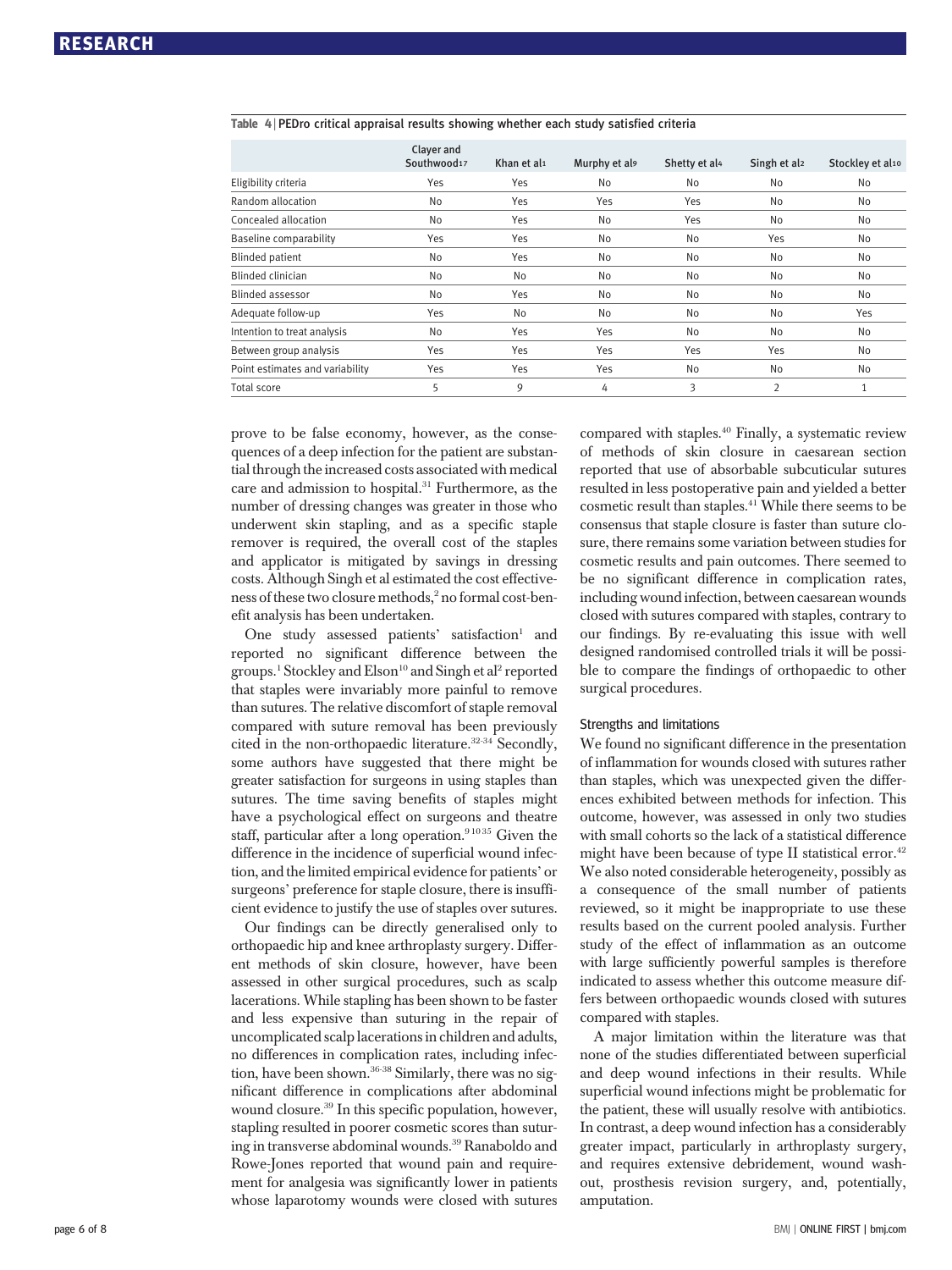Table 4 | PEDro critical appraisal results showing whether each study satisfied criteria

| | Clayer and Southwood[17] | Khan et al[1] | Murphy et al[9] | Shetty et al[4] | Singh et al[2] | Stockley et al[10] |
|---|---|---|---|---|---|---|
| Eligibility criteria | Yes | Yes | No | No | No | No |
| Random allocation | No | Yes | Yes | Yes | No | No |
| Concealed allocation | No | Yes | No | Yes | No | No |
| Baseline comparability | Yes | Yes | No | No | Yes | No |
| Blinded patient | No | Yes | No | No | No | No |
| Blinded clinician | No | No | No | No | No | No |
| Blinded assessor | No | Yes | No | No | No | No |
| Adequate follow-up | Yes | No | No | No | No | Yes |
| Intention to treat analysis | No | Yes | Yes | No | No | No |
| Between group analysis | Yes | Yes | Yes | Yes | Yes | No |
| Point estimates and variability | Yes | Yes | Yes | No | No | No |
| Total score | 5 | 9 | 4 | 3 | 2 | 1 |

prove to be false economy, however, as the consequences of a deep infection for the patient are substantial through the increased costs associated with medical care and admission to hospital.[31] Furthermore, as the number of dressing changes was greater in those who underwent skin stapling, and as a specific staple remover is required, the overall cost of the staples and applicator is mitigated by savings in dressing costs. Although Singh et al estimated the cost effectiveness of these two closure methods,[2] no formal cost-benefit analysis has been undertaken.

One study assessed patients' satisfaction[1] and reported no significant difference between the groups.[1] Stockley and Elson[10] and Singh et al[2] reported that staples were invariably more painful to remove than sutures. The relative discomfort of staple removal compared with suture removal has been previously cited in the non-orthopaedic literature.[32-34] Secondly, some authors have suggested that there might be greater satisfaction for surgeons in using staples than sutures. The time saving benefits of staples might have a psychological effect on surgeons and theatre staff, particular after a long operation.[9 10 35] Given the difference in the incidence of superficial wound infection, and the limited empirical evidence for patients' or surgeons' preference for staple closure, there is insufficient evidence to justify the use of staples over sutures.

Our findings can be directly generalised only to orthopaedic hip and knee arthroplasty surgery. Different methods of skin closure, however, have been assessed in other surgical procedures, such as scalp lacerations. While stapling has been shown to be faster and less expensive than suturing in the repair of uncomplicated scalp lacerations in children and adults, no differences in complication rates, including infection, have been shown.[36-38] Similarly, there was no significant difference in complications after abdominal wound closure.[39] In this specific population, however, stapling resulted in poorer cosmetic scores than suturing in transverse abdominal wounds.[39] Ranaboldo and Rowe-Jones reported that wound pain and requirement for analgesia was significantly lower in patients whose laparotomy wounds were closed with sutures compared with staples.[40] Finally, a systematic review of methods of skin closure in caesarean section reported that use of absorbable subcuticular sutures resulted in less postoperative pain and yielded a better cosmetic result than staples.[41] While there seems to be consensus that staple closure is faster than suture closure, there remains some variation between studies for cosmetic results and pain outcomes. There seemed to be no significant difference in complication rates, including wound infection, between caesarean wounds closed with sutures compared with staples, contrary to our findings. By re-evaluating this issue with well designed randomised controlled trials it will be possible to compare the findings of orthopaedic to other surgical procedures.

### Strengths and limitations

We found no significant difference in the presentation of inflammation for wounds closed with sutures rather than staples, which was unexpected given the differences exhibited between methods for infection. This outcome, however, was assessed in only two studies with small cohorts so the lack of a statistical difference might have been because of type II statistical error.[42] We also noted considerable heterogeneity, possibly as a consequence of the small number of patients reviewed, so it might be inappropriate to use these results based on the current pooled analysis. Further study of the effect of inflammation as an outcome with large sufficiently powerful samples is therefore indicated to assess whether this outcome measure differs between orthopaedic wounds closed with sutures compared with staples.

A major limitation within the literature was that none of the studies differentiated between superficial and deep wound infections in their results. While superficial wound infections might be problematic for the patient, these will usually resolve with antibiotics. In contrast, a deep wound infection has a considerably greater impact, particularly in arthroplasty surgery, and requires extensive debridement, wound washout, prosthesis revision surgery, and, potentially, amputation.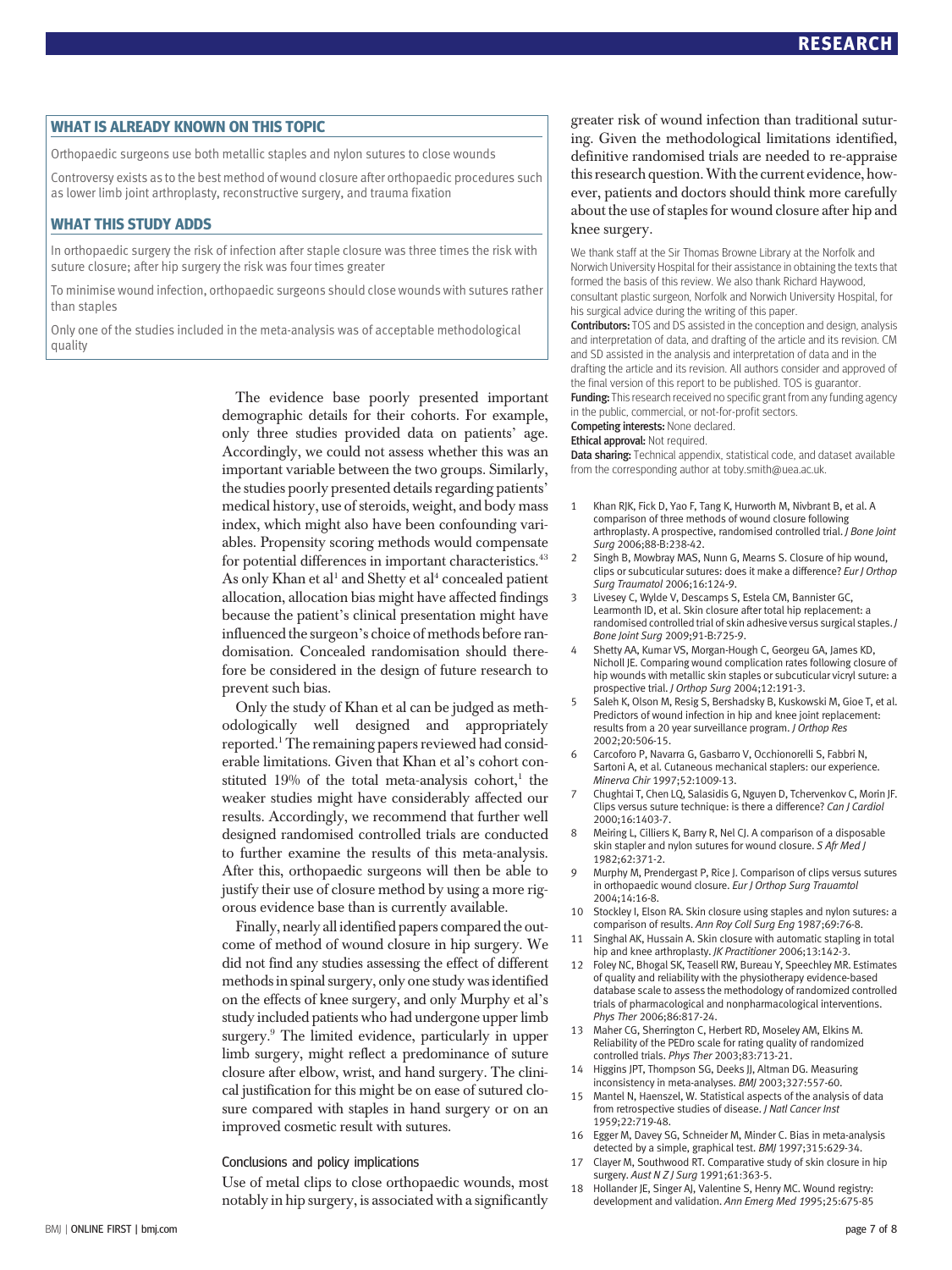## WHAT IS ALREADY KNOWN ON THIS TOPIC

Orthopaedic surgeons use both metallic staples and nylon sutures to close wounds

Controversy exists as to the best method of wound closure after orthopaedic procedures such as lower limb joint arthroplasty, reconstructive surgery, and trauma fixation

## WHAT THIS STUDY ADDS

In orthopaedic surgery the risk of infection after staple closure was three times the risk with suture closure; after hip surgery the risk was four times greater

To minimise wound infection, orthopaedic surgeons should close wounds with sutures rather than staples

Only one of the studies included in the meta-analysis was of acceptable methodological quality

The evidence base poorly presented important demographic details for their cohorts. For example, only three studies provided data on patients' age. Accordingly, we could not assess whether this was an important variable between the two groups. Similarly, the studies poorly presented details regarding patients' medical history, use of steroids, weight, and body mass index, which might also have been confounding variables. Propensity scoring methods would compensate for potential differences in important characteristics.[43] As only Khan et al[1] and Shetty et al[4] concealed patient allocation, allocation bias might have affected findings because the patient's clinical presentation might have influenced the surgeon's choice of methods before randomisation. Concealed randomisation should therefore be considered in the design of future research to prevent such bias.

Only the study of Khan et al can be judged as methodologically well designed and appropriately reported.[1] The remaining papers reviewed had considerable limitations. Given that Khan et al's cohort constituted 19% of the total meta-analysis cohort,[1] the weaker studies might have considerably affected our results. Accordingly, we recommend that further well designed randomised controlled trials are conducted to further examine the results of this meta-analysis. After this, orthopaedic surgeons will then be able to justify their use of closure method by using a more rigorous evidence base than is currently available.

Finally, nearly all identified papers compared the outcome of method of wound closure in hip surgery. We did not find any studies assessing the effect of different methods in spinal surgery, only one study was identified on the effects of knee surgery, and only Murphy et al's study included patients who had undergone upper limb surgery.[9] The limited evidence, particularly in upper limb surgery, might reflect a predominance of suture closure after elbow, wrist, and hand surgery. The clinical justification for this might be on ease of sutured closure compared with staples in hand surgery or on an improved cosmetic result with sutures.

### Conclusions and policy implications

Use of metal clips to close orthopaedic wounds, most notably in hip surgery, is associated with a significantly greater risk of wound infection than traditional suturing. Given the methodological limitations identified, definitive randomised trials are needed to re-appraise this research question. With the current evidence, however, patients and doctors should think more carefully about the use of staples for wound closure after hip and knee surgery.

We thank staff at the Sir Thomas Browne Library at the Norfolk and Norwich University Hospital for their assistance in obtaining the texts that formed the basis of this review. We also thank Richard Haywood, consultant plastic surgeon, Norfolk and Norwich University Hospital, for his surgical advice during the writing of this paper.

**Contributors:** TOS and DS assisted in the conception and design, analysis and interpretation of data, and drafting of the article and its revision. CM and SD assisted in the analysis and interpretation of data and in the drafting the article and its revision. All authors consider and approved of the final version of this report to be published. TOS is guarantor.

**Funding:** This research received no specific grant from any funding agency in the public, commercial, or not-for-profit sectors.

**Competing interests:** None declared.

**Ethical approval:** Not required.

**Data sharing:** Technical appendix, statistical code, and dataset available from the corresponding author at toby.smith@uea.ac.uk.

1. Khan RJK, Fick D, Yao F, Tang K, Hurworth M, Nivbrant B, et al. A comparison of three methods of wound closure following arthroplasty. A prospective, randomised controlled trial. *J Bone Joint Surg* 2006;88-B:238-42.
2. Singh B, Mowbray MAS, Nunn G, Mearns S. Closure of hip wound, clips or subcuticular sutures: does it make a difference? *Eur J Orthop Surg Traumatol* 2006;16:124-9.
3. Livesey C, Wylde V, Descamps S, Estela CM, Bannister GC, Learmonth ID, et al. Skin closure after total hip replacement: a randomised controlled trial of skin adhesive versus surgical staples. *J Bone Joint Surg* 2009;91-B:725-9.
4. Shetty AA, Kumar VS, Morgan-Hough C, Georgeu GA, James KD, Nicholl JE. Comparing wound complication rates following closure of hip wounds with metallic skin staples or subcuticular vicryl suture: a prospective trial. *J Orthop Surg* 2004;12:191-3.
5. Saleh K, Olson M, Resig S, Bershadsky B, Kuskowski M, Gioe T, et al. Predictors of wound infection in hip and knee joint replacement: results from a 20 year surveillance program. *J Orthop Res* 2002;20:506-15.
6. Carcoforo P, Navarra G, Gasbarro V, Occhionorelli S, Fabbri N, Sartoni A, et al. Cutaneous mechanical staplers: our experience. *Minerva Chir* 1997;52:1009-13.
7. Chughtai T, Chen LQ, Salasidis G, Nguyen D, Tchervenkov C, Morin JF. Clips versus suture technique: is there a difference? *Can J Cardiol* 2000;16:1403-7.
8. Meiring L, Cilliers K, Barry R, Nel CJ. A comparison of a disposable skin stapler and nylon sutures for wound closure. *S Afr Med J* 1982;62:371-2.
9. Murphy M, Prendergast P, Rice J. Comparison of clips versus sutures in orthopaedic wound closure. *Eur J Orthop Surg Trauamtol* 2004;14:16-8.
10. Stockley I, Elson RA. Skin closure using staples and nylon sutures: a comparison of results. *Ann Roy Coll Surg Eng* 1987;69:76-8.
11. Singhal AK, Hussain A. Skin closure with automatic stapling in total hip and knee arthroplasty. *JK Practitioner* 2006;13:142-3.
12. Foley NC, Bhogal SK, Teasell RW, Bureau Y, Speechley MR. Estimates of quality and reliability with the physiotherapy evidence-based database scale to assess the methodology of randomized controlled trials of pharmacological and nonpharmacological interventions. *Phys Ther* 2006;86:817-24.
13. Maher CG, Sherrington C, Herbert RD, Moseley AM, Elkins M. Reliability of the PEDro scale for rating quality of randomized controlled trials. *Phys Ther* 2003;83:713-21.
14. Higgins JPT, Thompson SG, Deeks JJ, Altman DG. Measuring inconsistency in meta-analyses. *BMJ* 2003;327:557-60.
15. Mantel N, Haenszel, W. Statistical aspects of the analysis of data from retrospective studies of disease. *J Natl Cancer Inst* 1959;22:719-48.
16. Egger M, Davey SG, Schneider M, Minder C. Bias in meta-analysis detected by a simple, graphical test. *BMJ* 1997;315:629-34.
17. Clayer M, Southwood RT. Comparative study of skin closure in hip surgery. *Aust N Z J Surg* 1991;61:363-5.
18. Hollander JE, Singer AJ, Valentine S, Henry MC. Wound registry: development and validation. *Ann Emerg Med* 1995;25:675-85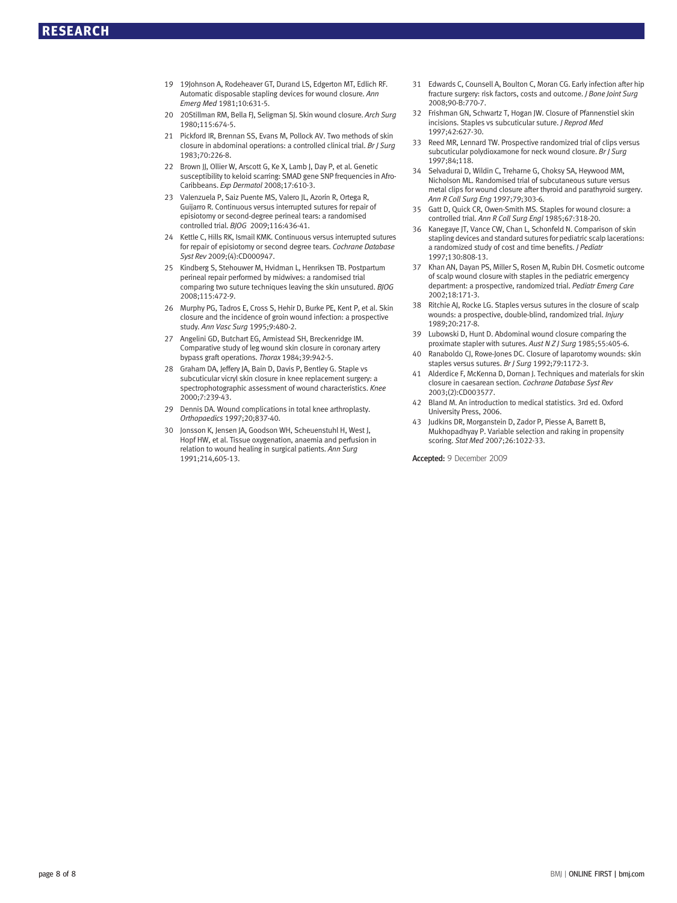19 19Johnson A, Rodeheaver GT, Durand LS, Edgerton MT, Edlich RF. Automatic disposable stapling devices for wound closure. *Ann Emerg Med* 1981;10:631-5.

20 20Stillman RM, Bella FJ, Seligman SJ. Skin wound closure. *Arch Surg* 1980;115:674-5.

21 Pickford IR, Brennan SS, Evans M, Pollock AV. Two methods of skin closure in abdominal operations: a controlled clinical trial. *Br J Surg* 1983;70:226-8.

22 Brown JJ, Ollier W, Arscott G, Ke X, Lamb J, Day P, et al. Genetic susceptibility to keloid scarring: SMAD gene SNP frequencies in Afro-Caribbeans. *Exp Dermatol* 2008;17:610-3.

23 Valenzuela P, Saiz Puente MS, Valero JL, Azorín R, Ortega R, Guijarro R. Continuous versus interrupted sutures for repair of episiotomy or second-degree perineal tears: a randomised controlled trial. *BJOG* 2009;116:436-41.

24 Kettle C, Hills RK, Ismail KMK. Continuous versus interrupted sutures for repair of episiotomy or second degree tears. *Cochrane Database Syst Rev* 2009;(4):CD000947.

25 Kindberg S, Stehouwer M, Hvidman L, Henriksen TB. Postpartum perineal repair performed by midwives: a randomised trial comparing two suture techniques leaving the skin unsutured. *BJOG* 2008;115:472-9.

26 Murphy PG, Tadros E, Cross S, Hehir D, Burke PE, Kent P, et al. Skin closure and the incidence of groin wound infection: a prospective study. *Ann Vasc Surg* 1995;9:480-2.

27 Angelini GD, Butchart EG, Armistead SH, Breckenridge IM. Comparative study of leg wound skin closure in coronary artery bypass graft operations. *Thorax* 1984;39:942-5.

28 Graham DA, Jeffery JA, Bain D, Davis P, Bentley G. Staple vs subcuticular vicryl skin closure in knee replacement surgery: a spectrophotographic assessment of wound characteristics. *Knee* 2000;7:239-43.

29 Dennis DA. Wound complications in total knee arthroplasty. *Orthopaedics* 1997;20;837-40.

30 Jonsson K, Jensen JA, Goodson WH, Scheuenstuhl H, West J, Hopf HW, et al. Tissue oxygenation, anaemia and perfusion in relation to wound healing in surgical patients. *Ann Surg* 1991;214,605-13.

31 Edwards C, Counsell A, Boulton C, Moran CG. Early infection after hip fracture surgery: risk factors, costs and outcome. *J Bone Joint Surg* 2008;90-B:770-7.

32 Frishman GN, Schwartz T, Hogan JW. Closure of Pfannenstiel skin incisions. Staples vs subcuticular suture. *J Reprod Med* 1997;42:627-30.

33 Reed MR, Lennard TW. Prospective randomized trial of clips versus subcuticular polydioxamone for neck wound closure. *Br J Surg* 1997;84;118.

34 Selvadurai D, Wildin C, Treharne G, Choksy SA, Heywood MM, Nicholson ML. Randomised trial of subcutaneous suture versus metal clips for wound closure after thyroid and parathyroid surgery. *Ann R Coll Surg Eng* 1997;79;303-6.

35 Gatt D, Quick CR, Owen-Smith MS. Staples for wound closure: a controlled trial. *Ann R Coll Surg Engl* 1985;67:318-20.

36 Kanegaye JT, Vance CW, Chan L, Schonfeld N. Comparison of skin stapling devices and standard sutures for pediatric scalp lacerations: a randomized study of cost and time benefits. *J Pediatr* 1997;130:808-13.

37 Khan AN, Dayan PS, Miller S, Rosen M, Rubin DH. Cosmetic outcome of scalp wound closure with staples in the pediatric emergency department: a prospective, randomized trial. *Pediatr Emerg Care* 2002;18:171-3.

38 Ritchie AJ, Rocke LG. Staples versus sutures in the closure of scalp wounds: a prospective, double-blind, randomized trial. *Injury* 1989;20:217-8.

39 Lubowski D, Hunt D. Abdominal wound closure comparing the proximate stapler with sutures. *Aust N Z J Surg* 1985;55:405-6.

40 Ranaboldo CJ, Rowe-Jones DC. Closure of laparotomy wounds: skin staples versus sutures. *Br J Surg* 1992;79:1172-3.

41 Alderdice F, McKenna D, Dornan J. Techniques and materials for skin closure in caesarean section. *Cochrane Database Syst Rev* 2003;(2):CD003577.

42 Bland M. An introduction to medical statistics. 3rd ed. Oxford University Press, 2006.

43 Judkins DR, Morganstein D, Zador P, Piesse A, Barrett B, Mukhopadhyay P. Variable selection and raking in propensity scoring. *Stat Med* 2007;26:1022-33.

**Accepted:** 9 December 2009